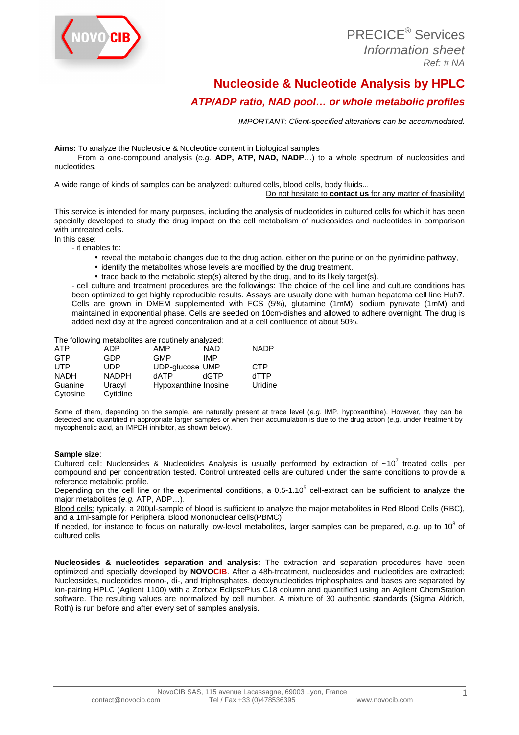PRECICE® Services
*Information sheet*
*Ref: # NA*

# Nucleoside & Nucleotide Analysis by HPLC

## *ATP/ADP ratio, NAD pool… or whole metabolic profiles*

*IMPORTANT: Client-specified alterations can be accommodated.*

**Aims:** To analyze the Nucleoside & Nucleotide content in biological samples
From a one-compound analysis (*e.g.* **ADP, ATP, NAD, NADP**…) to a whole spectrum of nucleosides and nucleotides.

A wide range of kinds of samples can be analyzed: cultured cells, blood cells, body fluids...
Do not hesitate to **contact us** for any matter of feasibility!

This service is intended for many purposes, including the analysis of nucleotides in cultured cells for which it has been specially developed to study the drug impact on the cell metabolism of nucleosides and nucleotides in comparison with untreated cells.
In this case:

- it enables to:
  - reveal the metabolic changes due to the drug action, either on the purine or on the pyrimidine pathway,
  - identify the metabolites whose levels are modified by the drug treatment,
  - trace back to the metabolic step(s) altered by the drug, and to its likely target(s).
- cell culture and treatment procedures are the followings: The choice of the cell line and culture conditions has been optimized to get highly reproducible results. Assays are usually done with human hepatoma cell line Huh7. Cells are grown in DMEM supplemented with FCS (5%), glutamine (1mM), sodium pyruvate (1mM) and maintained in exponential phase. Cells are seeded on 10cm-dishes and allowed to adhere overnight. The drug is added next day at the agreed concentration and at a cell confluence of about 50%.

The following metabolites are routinely analyzed:

| | | | | |
|---|---|---|---|---|
| ATP | ADP | AMP | NAD | NADP |
| GTP | GDP | GMP | IMP | |
| UTP | UDP | UDP-glucose | UMP | CTP |
| NADH | NADPH | dATP | dGTP | dTTP |
| Guanine | Uracyl | Hypoxanthine | Inosine | Uridine |
| Cytosine | Cytidine | | | |

Some of them, depending on the sample, are naturally present at trace level (*e.g.* IMP, hypoxanthine). However, they can be detected and quantified in appropriate larger samples or when their accumulation is due to the drug action (*e.g.* under treatment by mycophenolic acid, an IMPDH inhibitor, as shown below).

**Sample size**:
Cultured cell: Nucleosides & Nucleotides Analysis is usually performed by extraction of ~$10^7$ treated cells, per compound and per concentration tested. Control untreated cells are cultured under the same conditions to provide a reference metabolic profile.
Depending on the cell line or the experimental conditions, a $0.5\text{-}1.10^5$ cell-extract can be sufficient to analyze the major metabolites (*e.g.* ATP, ADP…).
Blood cells: typically, a 200µl-sample of blood is sufficient to analyze the major metabolites in Red Blood Cells (RBC), and a 1ml-sample for Peripheral Blood Mononuclear cells(PBMC)
If needed, for instance to focus on naturally low-level metabolites, larger samples can be prepared, *e.g.* up to $10^8$ of cultured cells

**Nucleosides & nucleotides separation and analysis:** The extraction and separation procedures have been optimized and specially developed by **NOVOCIB**. After a 48h-treatment, nucleosides and nucleotides are extracted; Nucleosides, nucleotides mono-, di-, and triphosphates, deoxynucleotides triphosphates and bases are separated by ion-pairing HPLC (Agilent 1100) with a Zorbax EclipsePlus C18 column and quantified using an Agilent ChemStation software. The resulting values are normalized by cell number. A mixture of 30 authentic standards (Sigma Aldrich, Roth) is run before and after every set of samples analysis.

NovoCIB SAS, 115 avenue Lacassagne, 69003 Lyon, France
contact@novocib.com Tel / Fax +33 (0)478536395 www.novocib.com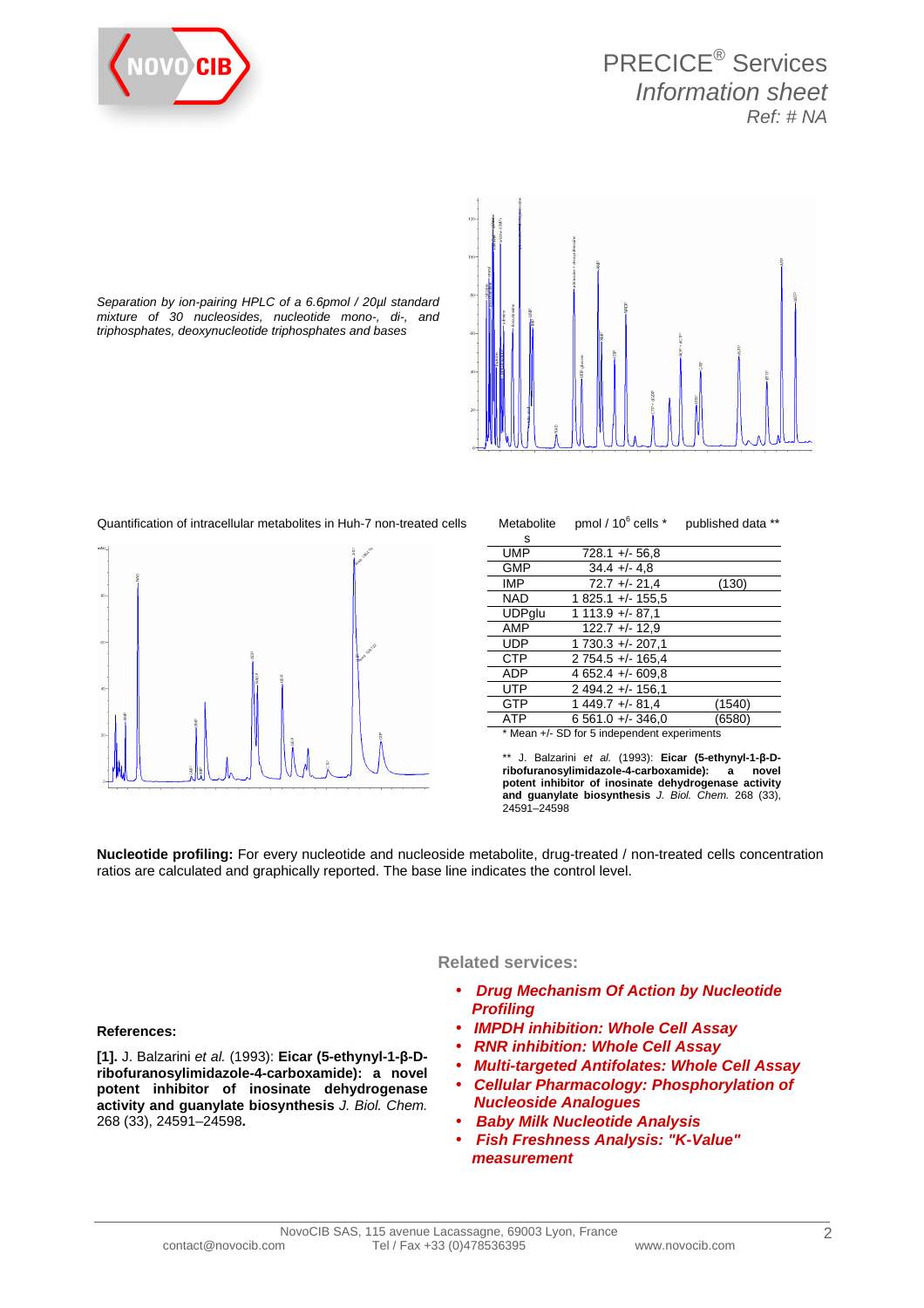Separation by ion-pairing HPLC of a 6.6pmol / 20µl standard mixture of 30 nucleosides, nucleotide mono-, di-, and triphosphates, deoxynucleotide triphosphates and bases

Quantification of intracellular metabolites in Huh-7 non-treated cells

| Metabolites | pmol / $10^6$ cells * | published data ** |
|---|---|---|
| UMP | 728.1 +/- 56,8 | |
| GMP | 34.4 +/- 4,8 | |
| IMP | 72.7 +/- 21,4 | (130) |
| NAD | 1 825.1 +/- 155,5 | |
| UDPglu | 1 113.9 +/- 87,1 | |
| AMP | 122.7 +/- 12,9 | |
| UDP | 1 730.3 +/- 207,1 | |
| CTP | 2 754.5 +/- 165,4 | |
| ADP | 4 652.4 +/- 609,8 | |
| UTP | 2 494.2 +/- 156,1 | |
| GTP | 1 449.7 +/- 81,4 | (1540) |
| ATP | 6 561.0 +/- 346,0 | (6580) |

\* Mean +/- SD for 5 independent experiments

** J. Balzarini *et al.* (1993): **Eicar (5-ethynyl-1-β-D-ribofuranosylimidazole-4-carboxamide): a novel potent inhibitor of inosinate dehydrogenase activity and guanylate biosynthesis** *J. Biol. Chem.* 268 (33), 24591–24598

**Nucleotide profiling:** For every nucleotide and nucleoside metabolite, drug-treated / non-treated cells concentration ratios are calculated and graphically reported. The base line indicates the control level.

### References:

**[1].** J. Balzarini *et al.* (1993): **Eicar (5-ethynyl-1-β-D-ribofuranosylimidazole-4-carboxamide): a novel potent inhibitor of inosinate dehydrogenase activity and guanylate biosynthesis** *J. Biol. Chem.* 268 (33), 24591–24598**.**

### Related services:

- ***Drug Mechanism Of Action by Nucleotide Profiling***
- ***IMPDH inhibition: Whole Cell Assay***
- ***RNR inhibition: Whole Cell Assay***
- ***Multi-targeted Antifolates: Whole Cell Assay***
- ***Cellular Pharmacology: Phosphorylation of Nucleoside Analogues***
- ***Baby Milk Nucleotide Analysis***
- ***Fish Freshness Analysis: "K-Value" measurement***